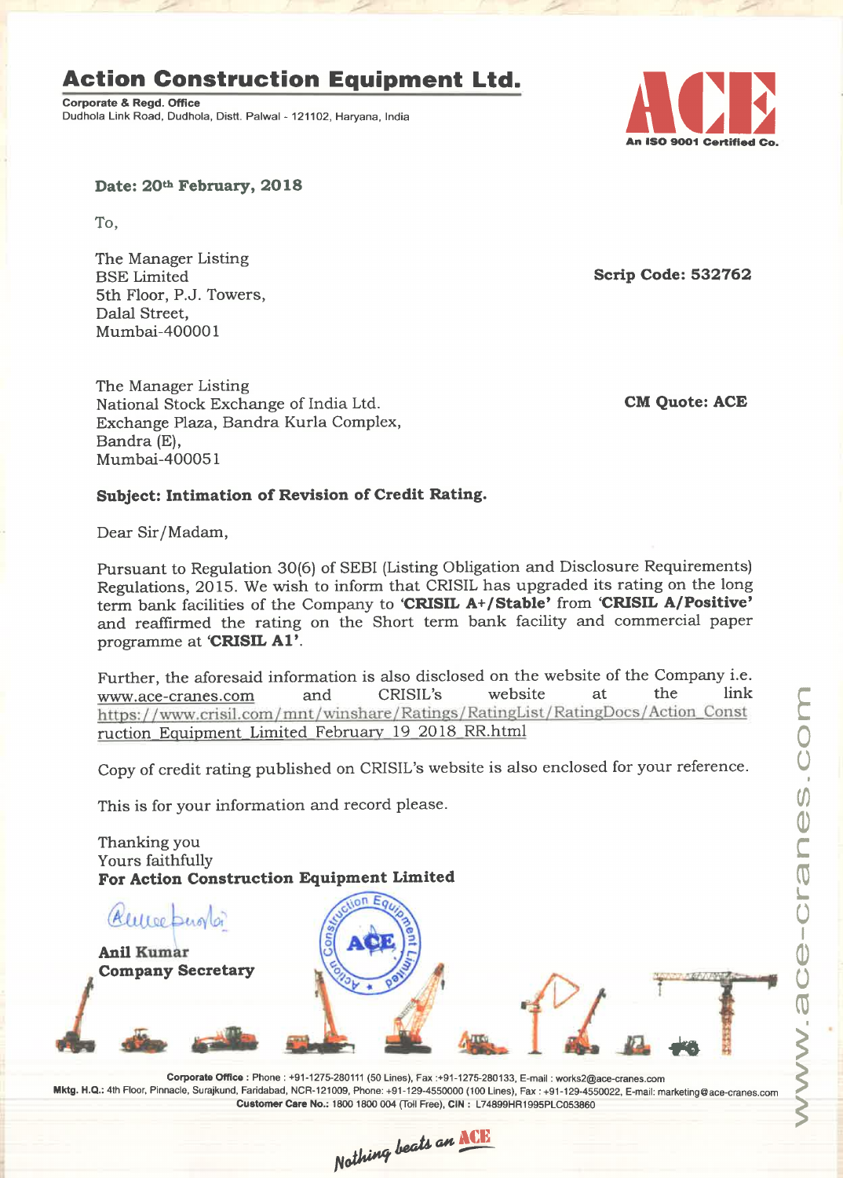# Action Construction Equipment Ltd.

**Corporate & Regd. Office**
Dudhola Link Road, Dudhola, Distt. Palwal - 121102, Haryana, India

An ISO 9001 Certified Co.

**Date: 20th February, 2018**

To,

The Manager Listing
BSE Limited
5th Floor, P.J. Towers,
Dalal Street,
Mumbai-400001

**Scrip Code: 532762**

The Manager Listing
National Stock Exchange of India Ltd.
Exchange Plaza, Bandra Kurla Complex,
Bandra (E),
Mumbai-400051

**CM Quote: ACE**

**Subject: Intimation of Revision of Credit Rating.**

Dear Sir/Madam,

Pursuant to Regulation 30(6) of SEBI (Listing Obligation and Disclosure Requirements) Regulations, 2015. We wish to inform that CRISIL has upgraded its rating on the long term bank facilities of the Company to **'CRISIL A+/Stable'** from **'CRISIL A/Positive'** and reaffirmed the rating on the Short term bank facility and commercial paper programme at **'CRISIL A1'**.

Further, the aforesaid information is also disclosed on the website of the Company i.e. www.ace-cranes.com and CRISIL's website at the link https://www.crisil.com/mnt/winshare/Ratings/RatingList/RatingDocs/Action_Construction_Equipment_Limited_February_19_2018_RR.html

Copy of credit rating published on CRISIL's website is also enclosed for your reference.

This is for your information and record please.

Thanking you
Yours faithfully
**For Action Construction Equipment Limited**

**Anil Kumar**
**Company Secretary**

**Corporate Office** : Phone : +91-1275-280111 (50 Lines), Fax :+91-1275-280133, E-mail : works2@ace-cranes.com
**Mktg. H.Q.:** 4th Floor, Pinnacle, Surajkund, Faridabad, NCR-121009, Phone: +91-129-4550000 (100 Lines), Fax : +91-129-4550022, E-mail: marketing@ace-cranes.com
**Customer Care No.:** 1800 1800 004 (Toll Free), **CIN :** L74899HR1995PLC053860

*Nothing beats an ACE*

www.ace-cranes.com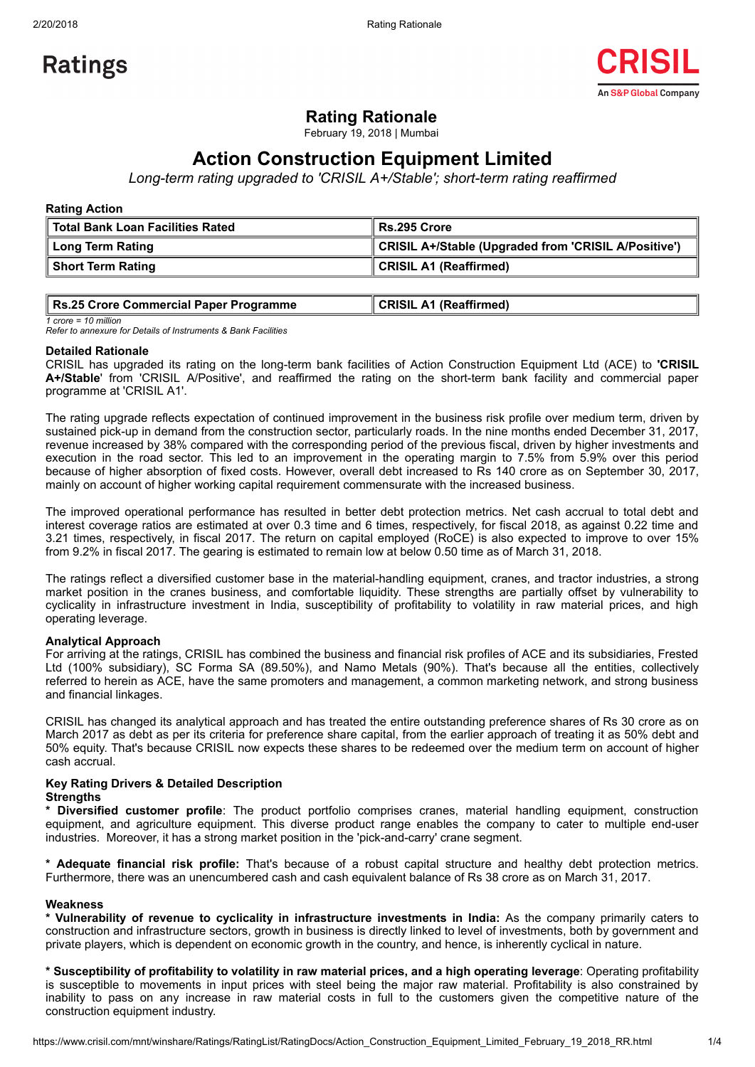Ratings

CRISIL
An S&P Global Company

# Rating Rationale

February 19, 2018 | Mumbai

## Action Construction Equipment Limited

*Long-term rating upgraded to 'CRISIL A+/Stable'; short-term rating reaffirmed*

**Rating Action**

| Total Bank Loan Facilities Rated | Rs.295 Crore |
|---|---|
| Long Term Rating | CRISIL A+/Stable (Upgraded from 'CRISIL A/Positive') |
| Short Term Rating | CRISIL A1 (Reaffirmed) |

| Rs.25 Crore Commercial Paper Programme | CRISIL A1 (Reaffirmed) |
|---|---|

*1 crore = 10 million*
*Refer to annexure for Details of Instruments & Bank Facilities*

**Detailed Rationale**

CRISIL has upgraded its rating on the long-term bank facilities of Action Construction Equipment Ltd (ACE) to **'CRISIL A+/Stable**' from 'CRISIL A/Positive', and reaffirmed the rating on the short-term bank facility and commercial paper programme at 'CRISIL A1'.

The rating upgrade reflects expectation of continued improvement in the business risk profile over medium term, driven by sustained pick-up in demand from the construction sector, particularly roads. In the nine months ended December 31, 2017, revenue increased by 38% compared with the corresponding period of the previous fiscal, driven by higher investments and execution in the road sector. This led to an improvement in the operating margin to 7.5% from 5.9% over this period because of higher absorption of fixed costs. However, overall debt increased to Rs 140 crore as on September 30, 2017, mainly on account of higher working capital requirement commensurate with the increased business.

The improved operational performance has resulted in better debt protection metrics. Net cash accrual to total debt and interest coverage ratios are estimated at over 0.3 time and 6 times, respectively, for fiscal 2018, as against 0.22 time and 3.21 times, respectively, in fiscal 2017. The return on capital employed (RoCE) is also expected to improve to over 15% from 9.2% in fiscal 2017. The gearing is estimated to remain low at below 0.50 time as of March 31, 2018.

The ratings reflect a diversified customer base in the material-handling equipment, cranes, and tractor industries, a strong market position in the cranes business, and comfortable liquidity. These strengths are partially offset by vulnerability to cyclicality in infrastructure investment in India, susceptibility of profitability to volatility in raw material prices, and high operating leverage.

**Analytical Approach**

For arriving at the ratings, CRISIL has combined the business and financial risk profiles of ACE and its subsidiaries, Frested Ltd (100% subsidiary), SC Forma SA (89.50%), and Namo Metals (90%). That's because all the entities, collectively referred to herein as ACE, have the same promoters and management, a common marketing network, and strong business and financial linkages.

CRISIL has changed its analytical approach and has treated the entire outstanding preference shares of Rs 30 crore as on March 2017 as debt as per its criteria for preference share capital, from the earlier approach of treating it as 50% debt and 50% equity. That's because CRISIL now expects these shares to be redeemed over the medium term on account of higher cash accrual.

**Key Rating Drivers & Detailed Description**

**Strengths**

* **Diversified customer profile**: The product portfolio comprises cranes, material handling equipment, construction equipment, and agriculture equipment. This diverse product range enables the company to cater to multiple end-user industries. Moreover, it has a strong market position in the 'pick-and-carry' crane segment.

* **Adequate financial risk profile:** That's because of a robust capital structure and healthy debt protection metrics. Furthermore, there was an unencumbered cash and cash equivalent balance of Rs 38 crore as on March 31, 2017.

**Weakness**

* **Vulnerability of revenue to cyclicality in infrastructure investments in India:** As the company primarily caters to construction and infrastructure sectors, growth in business is directly linked to level of investments, both by government and private players, which is dependent on economic growth in the country, and hence, is inherently cyclical in nature.

* **Susceptibility of profitability to volatility in raw material prices, and a high operating leverage**: Operating profitability is susceptible to movements in input prices with steel being the major raw material. Profitability is also constrained by inability to pass on any increase in raw material costs in full to the customers given the competitive nature of the construction equipment industry.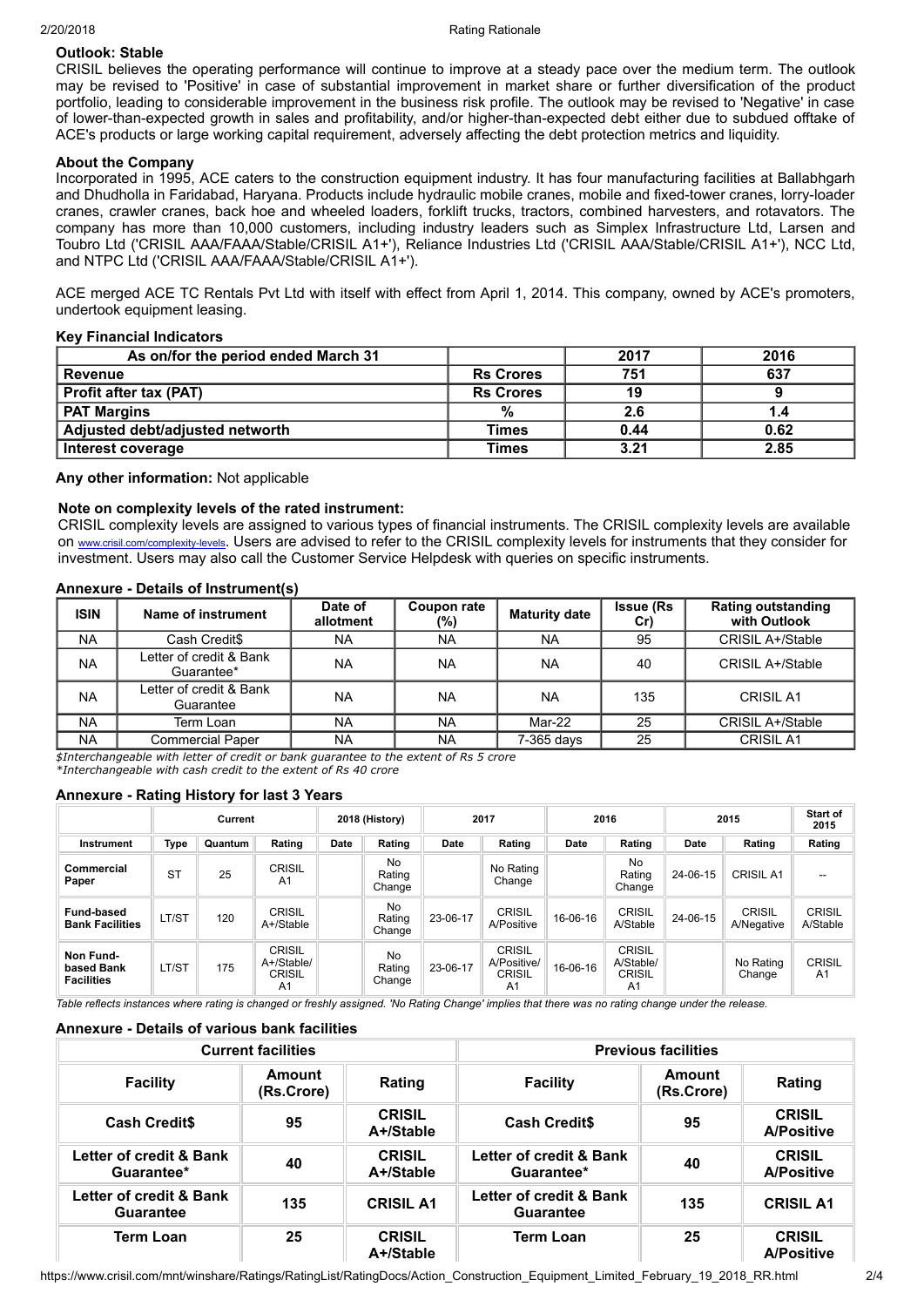## Outlook: Stable

CRISIL believes the operating performance will continue to improve at a steady pace over the medium term. The outlook may be revised to 'Positive' in case of substantial improvement in market share or further diversification of the product portfolio, leading to considerable improvement in the business risk profile. The outlook may be revised to 'Negative' in case of lower-than-expected growth in sales and profitability, and/or higher-than-expected debt either due to subdued offtake of ACE's products or large working capital requirement, adversely affecting the debt protection metrics and liquidity.

## About the Company

Incorporated in 1995, ACE caters to the construction equipment industry. It has four manufacturing facilities at Ballabhgarh and Dhudholla in Faridabad, Haryana. Products include hydraulic mobile cranes, mobile and fixed-tower cranes, lorry-loader cranes, crawler cranes, back hoe and wheeled loaders, forklift trucks, tractors, combined harvesters, and rotavators. The company has more than 10,000 customers, including industry leaders such as Simplex Infrastructure Ltd, Larsen and Toubro Ltd ('CRISIL AAA/FAAA/Stable/CRISIL A1+'), Reliance Industries Ltd ('CRISIL AAA/Stable/CRISIL A1+'), NCC Ltd, and NTPC Ltd ('CRISIL AAA/FAAA/Stable/CRISIL A1+').

ACE merged ACE TC Rentals Pvt Ltd with itself with effect from April 1, 2014. This company, owned by ACE's promoters, undertook equipment leasing.

## Key Financial Indicators

| As on/for the period ended March 31 | | 2017 | 2016 |
|---|---|---|---|
| Revenue | Rs Crores | 751 | 637 |
| Profit after tax (PAT) | Rs Crores | 19 | 9 |
| PAT Margins | % | 2.6 | 1.4 |
| Adjusted debt/adjusted networth | Times | 0.44 | 0.62 |
| Interest coverage | Times | 3.21 | 2.85 |

**Any other information:** Not applicable

### Note on complexity levels of the rated instrument:

CRISIL complexity levels are assigned to various types of financial instruments. The CRISIL complexity levels are available on www.crisil.com/complexity-levels. Users are advised to refer to the CRISIL complexity levels for instruments that they consider for investment. Users may also call the Customer Service Helpdesk with queries on specific instruments.

## Annexure - Details of Instrument(s)

| ISIN | Name of instrument | Date of allotment | Coupon rate (%) | Maturity date | Issue (Rs Cr) | Rating outstanding with Outlook |
|---|---|---|---|---|---|---|
| NA | Cash Credit$ | NA | NA | NA | 95 | CRISIL A+/Stable |
| NA | Letter of credit & Bank Guarantee* | NA | NA | NA | 40 | CRISIL A+/Stable |
| NA | Letter of credit & Bank Guarantee | NA | NA | NA | 135 | CRISIL A1 |
| NA | Term Loan | NA | NA | Mar-22 | 25 | CRISIL A+/Stable |
| NA | Commercial Paper | NA | NA | 7-365 days | 25 | CRISIL A1 |

*$Interchangeable with letter of credit or bank guarantee to the extent of Rs 5 crore*
*\*Interchangeable with cash credit to the extent of Rs 40 crore*

## Annexure - Rating History for last 3 Years

| | Current | | | 2018 (History) | | 2017 | | 2016 | | 2015 | | Start of 2015 |
|---|---|---|---|---|---|---|---|---|---|---|---|---|
| Instrument | Type | Quantum | Rating | Date | Rating | Date | Rating | Date | Rating | Date | Rating | Rating |
| Commercial Paper | ST | 25 | CRISIL A1 | | No Rating Change | | No Rating Change | | No Rating Change | 24-06-15 | CRISIL A1 | -- |
| Fund-based Bank Facilities | LT/ST | 120 | CRISIL A+/Stable | | No Rating Change | 23-06-17 | CRISIL A/Positive | 16-06-16 | CRISIL A/Stable | 24-06-15 | CRISIL A/Negative | CRISIL A/Stable |
| Non Fund-based Bank Facilities | LT/ST | 175 | CRISIL A+/Stable/ CRISIL A1 | | No Rating Change | 23-06-17 | CRISIL A/Positive/ CRISIL A1 | 16-06-16 | CRISIL A/Stable/ CRISIL A1 | | No Rating Change | CRISIL A1 |

*Table reflects instances where rating is changed or freshly assigned. 'No Rating Change' implies that there was no rating change under the release.*

## Annexure - Details of various bank facilities

| Current facilities | | | Previous facilities | | |
|---|---|---|---|---|---|
| Facility | Amount (Rs.Crore) | Rating | Facility | Amount (Rs.Crore) | Rating |
| Cash Credit$ | 95 | CRISIL A+/Stable | Cash Credit$ | 95 | CRISIL A/Positive |
| Letter of credit & Bank Guarantee* | 40 | CRISIL A+/Stable | Letter of credit & Bank Guarantee* | 40 | CRISIL A/Positive |
| Letter of credit & Bank Guarantee | 135 | CRISIL A1 | Letter of credit & Bank Guarantee | 135 | CRISIL A1 |
| Term Loan | 25 | CRISIL A+/Stable | Term Loan | 25 | CRISIL A/Positive |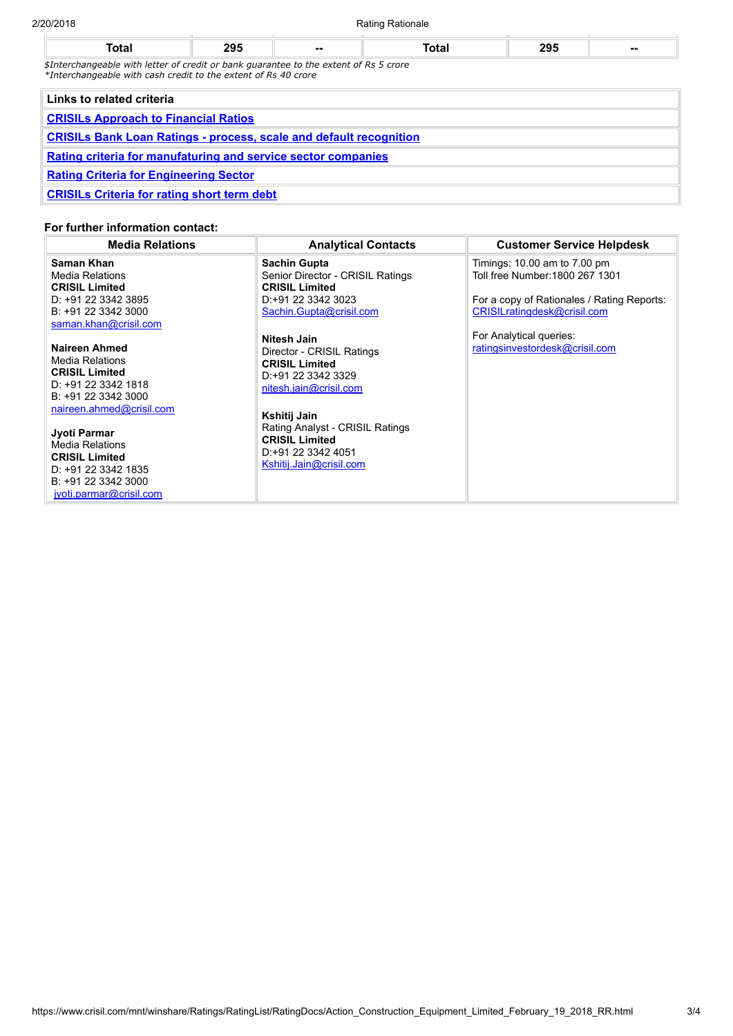| Total | 295 | -- | Total | 295 | -- |
|---|---|---|---|---|---|

*$Interchangeable with letter of credit or bank guarantee to the extent of Rs 5 crore*
*\*Interchangeable with cash credit to the extent of Rs 40 crore*

| Links to related criteria |
|---|
| [CRISILs Approach to Financial Ratios]() |
| [CRISILs Bank Loan Ratings - process, scale and default recognition]() |
| [Rating criteria for manufaturing and service sector companies]() |
| [Rating Criteria for Engineering Sector]() |
| [CRISILs Criteria for rating short term debt]() |

**For further information contact:**

| Media Relations | Analytical Contacts | Customer Service Helpdesk |
|---|---|---|
| **Saman Khan**<br>Media Relations<br>**CRISIL Limited**<br>D: +91 22 3342 3895<br>B: +91 22 3342 3000<br>saman.khan@crisil.com<br><br>**Naireen Ahmed**<br>Media Relations<br>**CRISIL Limited**<br>D: +91 22 3342 1818<br>B: +91 22 3342 3000<br>naireen.ahmed@crisil.com<br><br>**Jyoti Parmar**<br>Media Relations<br>**CRISIL Limited**<br>D: +91 22 3342 1835<br>B: +91 22 3342 3000<br>jyoti.parmar@crisil.com | **Sachin Gupta**<br>Senior Director - CRISIL Ratings<br>**CRISIL Limited**<br>D:+91 22 3342 3023<br>Sachin.Gupta@crisil.com<br><br>**Nitesh Jain**<br>Director - CRISIL Ratings<br>**CRISIL Limited**<br>D:+91 22 3342 3329<br>nitesh.jain@crisil.com<br><br>**Kshitij Jain**<br>Rating Analyst - CRISIL Ratings<br>**CRISIL Limited**<br>D:+91 22 3342 4051<br>Kshitij.Jain@crisil.com | Timings: 10.00 am to 7.00 pm<br>Toll free Number:1800 267 1301<br><br>For a copy of Rationales / Rating Reports:<br>CRISILratingdesk@crisil.com<br><br>For Analytical queries:<br>ratingsinvestordesk@crisil.com |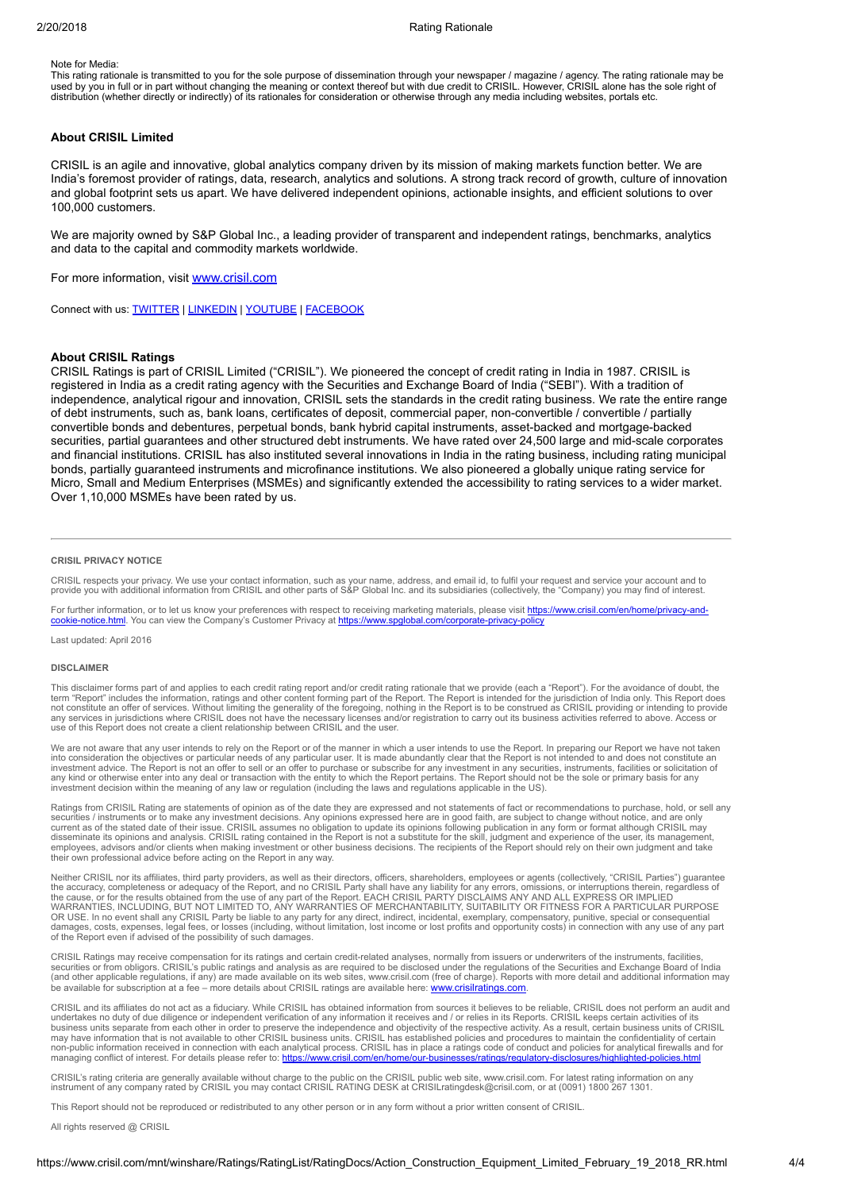Note for Media:
This rating rationale is transmitted to you for the sole purpose of dissemination through your newspaper / magazine / agency. The rating rationale may be used by you in full or in part without changing the meaning or context thereof but with due credit to CRISIL. However, CRISIL alone has the sole right of distribution (whether directly or indirectly) of its rationales for consideration or otherwise through any media including websites, portals etc.

## About CRISIL Limited

CRISIL is an agile and innovative, global analytics company driven by its mission of making markets function better. We are India's foremost provider of ratings, data, research, analytics and solutions. A strong track record of growth, culture of innovation and global footprint sets us apart. We have delivered independent opinions, actionable insights, and efficient solutions to over 100,000 customers.

We are majority owned by S&P Global Inc., a leading provider of transparent and independent ratings, benchmarks, analytics and data to the capital and commodity markets worldwide.

For more information, visit www.crisil.com

Connect with us: TWITTER | LINKEDIN | YOUTUBE | FACEBOOK

## About CRISIL Ratings

CRISIL Ratings is part of CRISIL Limited ("CRISIL"). We pioneered the concept of credit rating in India in 1987. CRISIL is registered in India as a credit rating agency with the Securities and Exchange Board of India ("SEBI"). With a tradition of independence, analytical rigour and innovation, CRISIL sets the standards in the credit rating business. We rate the entire range of debt instruments, such as, bank loans, certificates of deposit, commercial paper, non-convertible / convertible / partially convertible bonds and debentures, perpetual bonds, bank hybrid capital instruments, asset-backed and mortgage-backed securities, partial guarantees and other structured debt instruments. We have rated over 24,500 large and mid-scale corporates and financial institutions. CRISIL has also instituted several innovations in India in the rating business, including rating municipal bonds, partially guaranteed instruments and microfinance institutions. We also pioneered a globally unique rating service for Micro, Small and Medium Enterprises (MSMEs) and significantly extended the accessibility to rating services to a wider market. Over 1,10,000 MSMEs have been rated by us.

---

### CRISIL PRIVACY NOTICE

CRISIL respects your privacy. We use your contact information, such as your name, address, and email id, to fulfil your request and service your account and to provide you with additional information from CRISIL and other parts of S&P Global Inc. and its subsidiaries (collectively, the "Company) you may find of interest.

For further information, or to let us know your preferences with respect to receiving marketing materials, please visit https://www.crisil.com/en/home/privacy-and-cookie-notice.html. You can view the Company's Customer Privacy at https://www.spglobal.com/corporate-privacy-policy

Last updated: April 2016

### DISCLAIMER

This disclaimer forms part of and applies to each credit rating report and/or credit rating rationale that we provide (each a "Report"). For the avoidance of doubt, the term "Report" includes the information, ratings and other content forming part of the Report. The Report is intended for the jurisdiction of India only. This Report does not constitute an offer of services. Without limiting the generality of the foregoing, nothing in the Report is to be construed as CRISIL providing or intending to provide any services in jurisdictions where CRISIL does not have the necessary licenses and/or registration to carry out its business activities referred to above. Access or use of this Report does not create a client relationship between CRISIL and the user.

We are not aware that any user intends to rely on the Report or of the manner in which a user intends to use the Report. In preparing our Report we have not taken into consideration the objectives or particular needs of any particular user. It is made abundantly clear that the Report is not intended to and does not constitute an investment advice. The Report is not an offer to sell or an offer to purchase or subscribe for any investment in any securities, instruments, facilities or solicitation of any kind or otherwise enter into any deal or transaction with the entity to which the Report pertains. The Report should not be the sole or primary basis for any investment decision within the meaning of any law or regulation (including the laws and regulations applicable in the US).

Ratings from CRISIL Rating are statements of opinion as of the date they are expressed and not statements of fact or recommendations to purchase, hold, or sell any securities / instruments or to make any investment decisions. Any opinions expressed here are in good faith, are subject to change without notice, and are only current as of the stated date of their issue. CRISIL assumes no obligation to update its opinions following publication in any form or format although CRISIL may disseminate its opinions and analysis. CRISIL rating contained in the Report is not a substitute for the skill, judgment and experience of the user, its management, employees, advisors and/or clients when making investment or other business decisions. The recipients of the Report should rely on their own judgment and take their own professional advice before acting on the Report in any way.

Neither CRISIL nor its affiliates, third party providers, as well as their directors, officers, shareholders, employees or agents (collectively, "CRISIL Parties") guarantee the accuracy, completeness or adequacy of the Report, and no CRISIL Party shall have any liability for any errors, omissions, or interruptions therein, regardless of the cause, or for the results obtained from the use of any part of the Report. EACH CRISIL PARTY DISCLAIMS ANY AND ALL EXPRESS OR IMPLIED WARRANTIES, INCLUDING, BUT NOT LIMITED TO, ANY WARRANTIES OF MERCHANTABILITY, SUITABILITY OR FITNESS FOR A PARTICULAR PURPOSE OR USE. In no event shall any CRISIL Party be liable to any party for any direct, indirect, incidental, exemplary, compensatory, punitive, special or consequential damages, costs, expenses, legal fees, or losses (including, without limitation, lost income or lost profits and opportunity costs) in connection with any use of any part of the Report even if advised of the possibility of such damages.

CRISIL Ratings may receive compensation for its ratings and certain credit-related analyses, normally from issuers or underwriters of the instruments, facilities, securities or from obligors. CRISIL's public ratings and analysis as are required to be disclosed under the regulations of the Securities and Exchange Board of India (and other applicable regulations, if any) are made available on its web sites, www.crisil.com (free of charge). Reports with more detail and additional information may be available for subscription at a fee – more details about CRISIL ratings are available here: www.crisilratings.com.

CRISIL and its affiliates do not act as a fiduciary. While CRISIL has obtained information from sources it believes to be reliable, CRISIL does not perform an audit and undertakes no duty of due diligence or independent verification of any information it receives and / or relies in its Reports. CRISIL keeps certain activities of its business units separate from each other in order to preserve the independence and objectivity of the respective activity. As a result, certain business units of CRISIL may have information that is not available to other CRISIL business units. CRISIL has established policies and procedures to maintain the confidentiality of certain non-public information received in connection with each analytical process. CRISIL has in place a ratings code of conduct and policies for analytical firewalls and for managing conflict of interest. For details please refer to: https://www.crisil.com/en/home/our-businesses/ratings/regulatory-disclosures/highlighted-policies.html

CRISIL's rating criteria are generally available without charge to the public on the CRISIL public web site, www.crisil.com. For latest rating information on any instrument of any company rated by CRISIL you may contact CRISIL RATING DESK at CRISILratingdesk@crisil.com, or at (0091) 1800 267 1301.

This Report should not be reproduced or redistributed to any other person or in any form without a prior written consent of CRISIL.

All rights reserved @ CRISIL